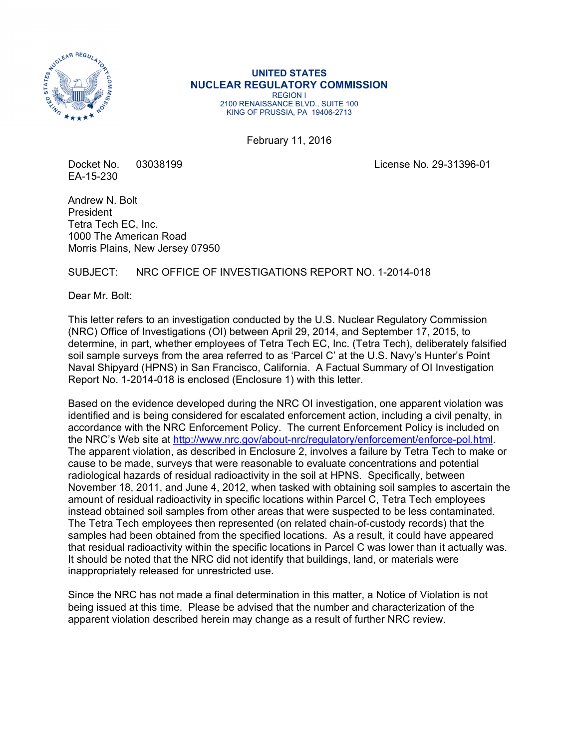**UNITED STATES**
**NUCLEAR REGULATORY COMMISSION**
REGION I
2100 RENAISSANCE BLVD., SUITE 100
KING OF PRUSSIA, PA 19406-2713

February 11, 2016

Docket No. 03038199
EA-15-230

License No. 29-31396-01

Andrew N. Bolt
President
Tetra Tech EC, Inc.
1000 The American Road
Morris Plains, New Jersey 07950

SUBJECT: NRC OFFICE OF INVESTIGATIONS REPORT NO. 1-2014-018

Dear Mr. Bolt:

This letter refers to an investigation conducted by the U.S. Nuclear Regulatory Commission (NRC) Office of Investigations (OI) between April 29, 2014, and September 17, 2015, to determine, in part, whether employees of Tetra Tech EC, Inc. (Tetra Tech), deliberately falsified soil sample surveys from the area referred to as 'Parcel C' at the U.S. Navy's Hunter's Point Naval Shipyard (HPNS) in San Francisco, California. A Factual Summary of OI Investigation Report No. 1-2014-018 is enclosed (Enclosure 1) with this letter.

Based on the evidence developed during the NRC OI investigation, one apparent violation was identified and is being considered for escalated enforcement action, including a civil penalty, in accordance with the NRC Enforcement Policy. The current Enforcement Policy is included on the NRC's Web site at http://www.nrc.gov/about-nrc/regulatory/enforcement/enforce-pol.html. The apparent violation, as described in Enclosure 2, involves a failure by Tetra Tech to make or cause to be made, surveys that were reasonable to evaluate concentrations and potential radiological hazards of residual radioactivity in the soil at HPNS. Specifically, between November 18, 2011, and June 4, 2012, when tasked with obtaining soil samples to ascertain the amount of residual radioactivity in specific locations within Parcel C, Tetra Tech employees instead obtained soil samples from other areas that were suspected to be less contaminated. The Tetra Tech employees then represented (on related chain-of-custody records) that the samples had been obtained from the specified locations. As a result, it could have appeared that residual radioactivity within the specific locations in Parcel C was lower than it actually was. It should be noted that the NRC did not identify that buildings, land, or materials were inappropriately released for unrestricted use.

Since the NRC has not made a final determination in this matter, a Notice of Violation is not being issued at this time. Please be advised that the number and characterization of the apparent violation described herein may change as a result of further NRC review.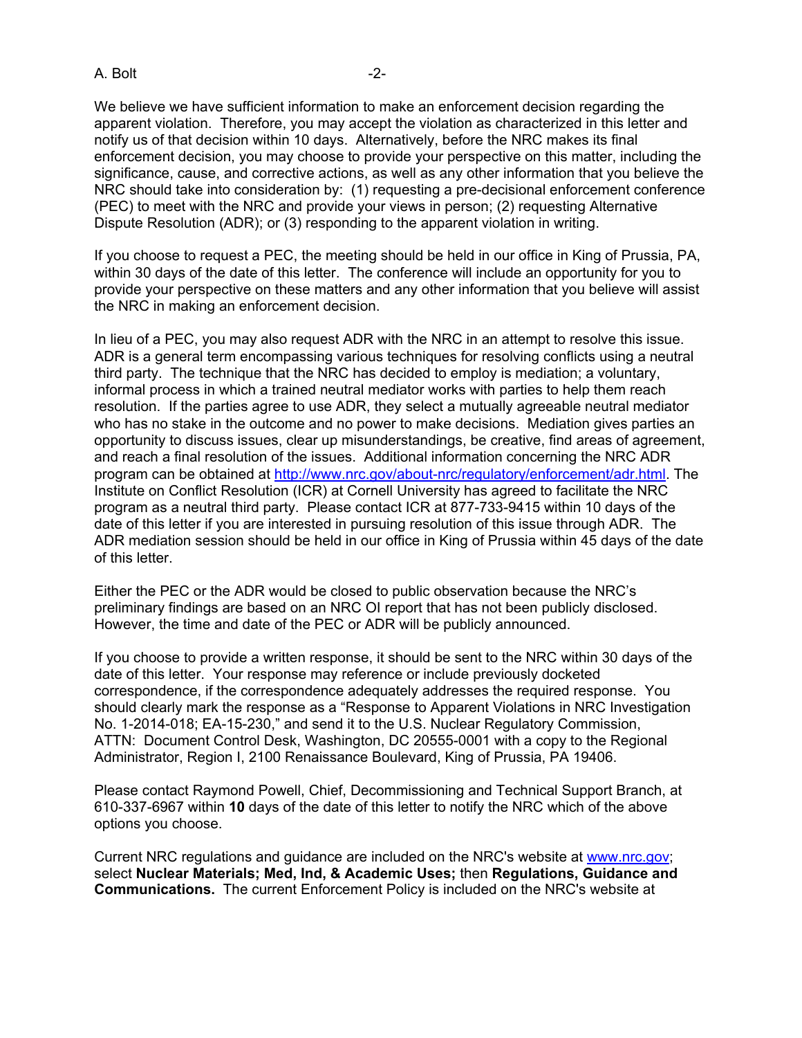We believe we have sufficient information to make an enforcement decision regarding the apparent violation. Therefore, you may accept the violation as characterized in this letter and notify us of that decision within 10 days. Alternatively, before the NRC makes its final enforcement decision, you may choose to provide your perspective on this matter, including the significance, cause, and corrective actions, as well as any other information that you believe the NRC should take into consideration by: (1) requesting a pre-decisional enforcement conference (PEC) to meet with the NRC and provide your views in person; (2) requesting Alternative Dispute Resolution (ADR); or (3) responding to the apparent violation in writing.

If you choose to request a PEC, the meeting should be held in our office in King of Prussia, PA, within 30 days of the date of this letter. The conference will include an opportunity for you to provide your perspective on these matters and any other information that you believe will assist the NRC in making an enforcement decision.

In lieu of a PEC, you may also request ADR with the NRC in an attempt to resolve this issue. ADR is a general term encompassing various techniques for resolving conflicts using a neutral third party. The technique that the NRC has decided to employ is mediation; a voluntary, informal process in which a trained neutral mediator works with parties to help them reach resolution. If the parties agree to use ADR, they select a mutually agreeable neutral mediator who has no stake in the outcome and no power to make decisions. Mediation gives parties an opportunity to discuss issues, clear up misunderstandings, be creative, find areas of agreement, and reach a final resolution of the issues. Additional information concerning the NRC ADR program can be obtained at http://www.nrc.gov/about-nrc/regulatory/enforcement/adr.html. The Institute on Conflict Resolution (ICR) at Cornell University has agreed to facilitate the NRC program as a neutral third party. Please contact ICR at 877-733-9415 within 10 days of the date of this letter if you are interested in pursuing resolution of this issue through ADR. The ADR mediation session should be held in our office in King of Prussia within 45 days of the date of this letter.

Either the PEC or the ADR would be closed to public observation because the NRC's preliminary findings are based on an NRC OI report that has not been publicly disclosed. However, the time and date of the PEC or ADR will be publicly announced.

If you choose to provide a written response, it should be sent to the NRC within 30 days of the date of this letter. Your response may reference or include previously docketed correspondence, if the correspondence adequately addresses the required response. You should clearly mark the response as a "Response to Apparent Violations in NRC Investigation No. 1-2014-018; EA-15-230," and send it to the U.S. Nuclear Regulatory Commission, ATTN: Document Control Desk, Washington, DC 20555-0001 with a copy to the Regional Administrator, Region I, 2100 Renaissance Boulevard, King of Prussia, PA 19406.

Please contact Raymond Powell, Chief, Decommissioning and Technical Support Branch, at 610-337-6967 within **10** days of the date of this letter to notify the NRC which of the above options you choose.

Current NRC regulations and guidance are included on the NRC's website at www.nrc.gov; select **Nuclear Materials; Med, Ind, & Academic Uses;** then **Regulations, Guidance and Communications.** The current Enforcement Policy is included on the NRC's website at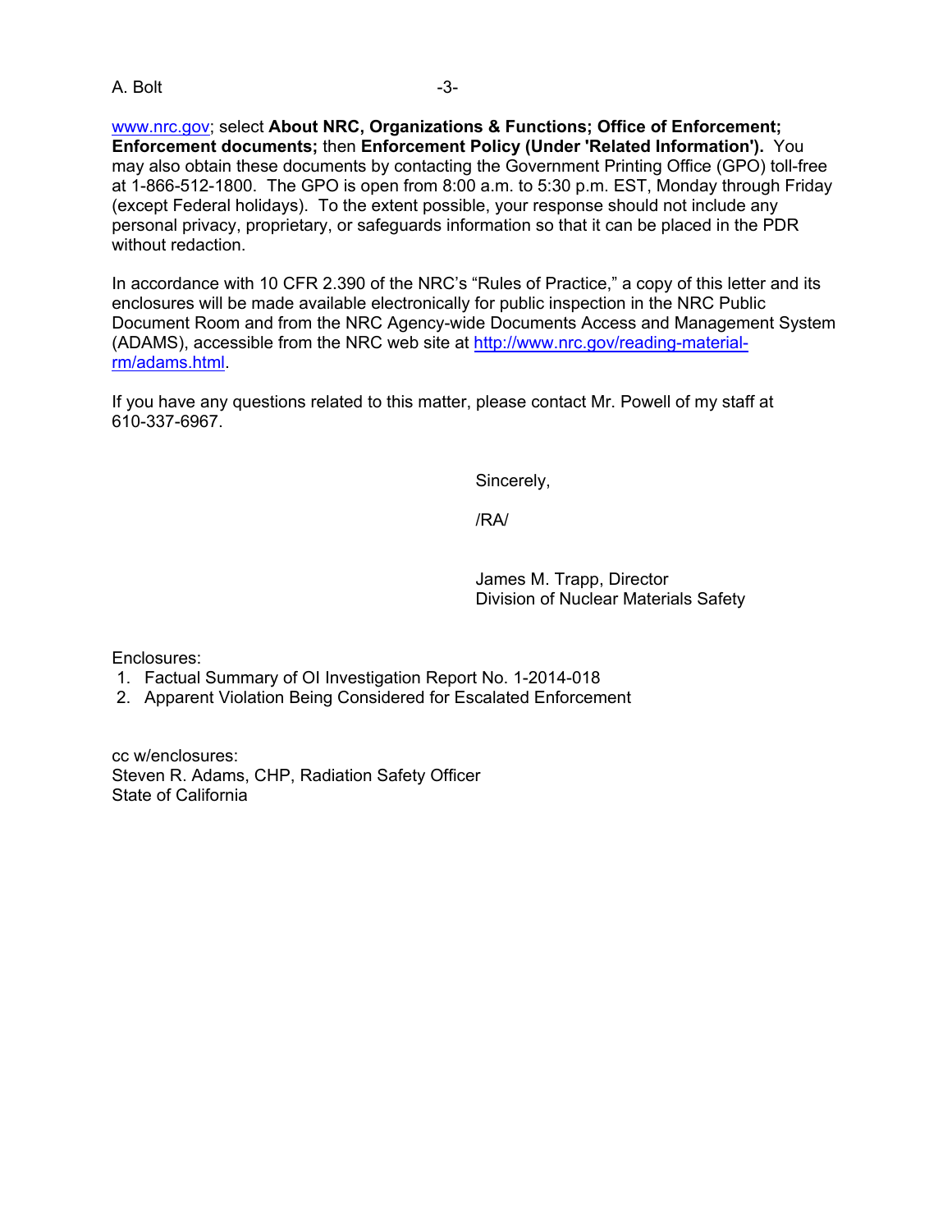www.nrc.gov; select **About NRC, Organizations & Functions; Office of Enforcement; Enforcement documents;** then **Enforcement Policy (Under 'Related Information').** You may also obtain these documents by contacting the Government Printing Office (GPO) toll-free at 1-866-512-1800. The GPO is open from 8:00 a.m. to 5:30 p.m. EST, Monday through Friday (except Federal holidays). To the extent possible, your response should not include any personal privacy, proprietary, or safeguards information so that it can be placed in the PDR without redaction.

In accordance with 10 CFR 2.390 of the NRC's "Rules of Practice," a copy of this letter and its enclosures will be made available electronically for public inspection in the NRC Public Document Room and from the NRC Agency-wide Documents Access and Management System (ADAMS), accessible from the NRC web site at http://www.nrc.gov/reading-material-rm/adams.html.

If you have any questions related to this matter, please contact Mr. Powell of my staff at 610-337-6967.

Sincerely,

/RA/

James M. Trapp, Director
Division of Nuclear Materials Safety

Enclosures:

1. Factual Summary of OI Investigation Report No. 1-2014-018
2. Apparent Violation Being Considered for Escalated Enforcement

cc w/enclosures:
Steven R. Adams, CHP, Radiation Safety Officer
State of California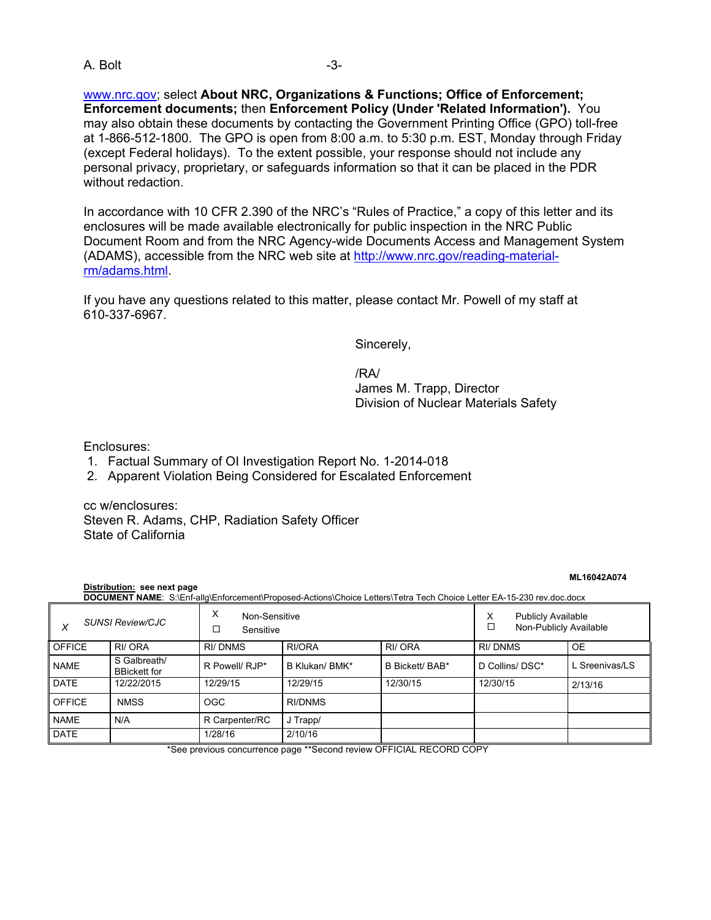www.nrc.gov; select **About NRC, Organizations & Functions; Office of Enforcement; Enforcement documents;** then **Enforcement Policy (Under 'Related Information').** You may also obtain these documents by contacting the Government Printing Office (GPO) toll-free at 1-866-512-1800. The GPO is open from 8:00 a.m. to 5:30 p.m. EST, Monday through Friday (except Federal holidays). To the extent possible, your response should not include any personal privacy, proprietary, or safeguards information so that it can be placed in the PDR without redaction.

In accordance with 10 CFR 2.390 of the NRC's "Rules of Practice," a copy of this letter and its enclosures will be made available electronically for public inspection in the NRC Public Document Room and from the NRC Agency-wide Documents Access and Management System (ADAMS), accessible from the NRC web site at http://www.nrc.gov/reading-material-rm/adams.html.

If you have any questions related to this matter, please contact Mr. Powell of my staff at 610-337-6967.

Sincerely,

/RA/
James M. Trapp, Director
Division of Nuclear Materials Safety

Enclosures:
1. Factual Summary of OI Investigation Report No. 1-2014-018
2. Apparent Violation Being Considered for Escalated Enforcement

cc w/enclosures:
Steven R. Adams, CHP, Radiation Safety Officer
State of California

**ML16042A074**

**Distribution: see next page**
**DOCUMENT NAME**: S:\Enf-allg\Enforcement\Proposed-Actions\Choice Letters\Tetra Tech Choice Letter EA-15-230 rev.doc.docx

| X SUNSI Review/CJC | | X Non-Sensitive ☐ Sensitive | | | X Publicly Available ☐ Non-Publicly Available | |
|---|---|---|---|---|---|---|
| OFFICE | RI/ ORA | RI/ DNMS | RI/ORA | RI/ ORA | RI/ DNMS | OE |
| NAME | S Galbreath/ BBickett for | R Powell/ RJP* | B Klukan/ BMK* | B Bickett/ BAB* | D Collins/ DSC* | L Sreenivas/LS |
| DATE | 12/22/2015 | 12/29/15 | 12/29/15 | 12/30/15 | 12/30/15 | 2/13/16 |
| OFFICE | NMSS | OGC | RI/DNMS | | | |
| NAME | N/A | R Carpenter/RC | J Trapp/ | | | |
| DATE | | 1/28/16 | 2/10/16 | | | |

*See previous concurrence page **Second review OFFICIAL RECORD COPY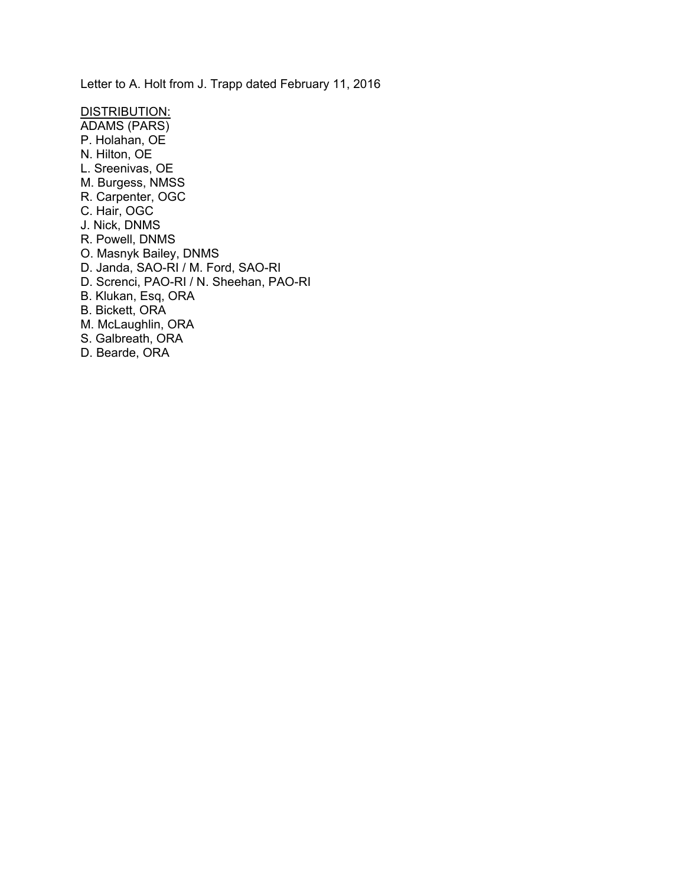Letter to A. Holt from J. Trapp dated February 11, 2016

<u>DISTRIBUTION:</u>

ADAMS (PARS)
P. Holahan, OE
N. Hilton, OE
L. Sreenivas, OE
M. Burgess, NMSS
R. Carpenter, OGC
C. Hair, OGC
J. Nick, DNMS
R. Powell, DNMS
O. Masnyk Bailey, DNMS
D. Janda, SAO-RI / M. Ford, SAO-RI
D. Screnci, PAO-RI / N. Sheehan, PAO-RI
B. Klukan, Esq, ORA
B. Bickett, ORA
M. McLaughlin, ORA
S. Galbreath, ORA
D. Bearde, ORA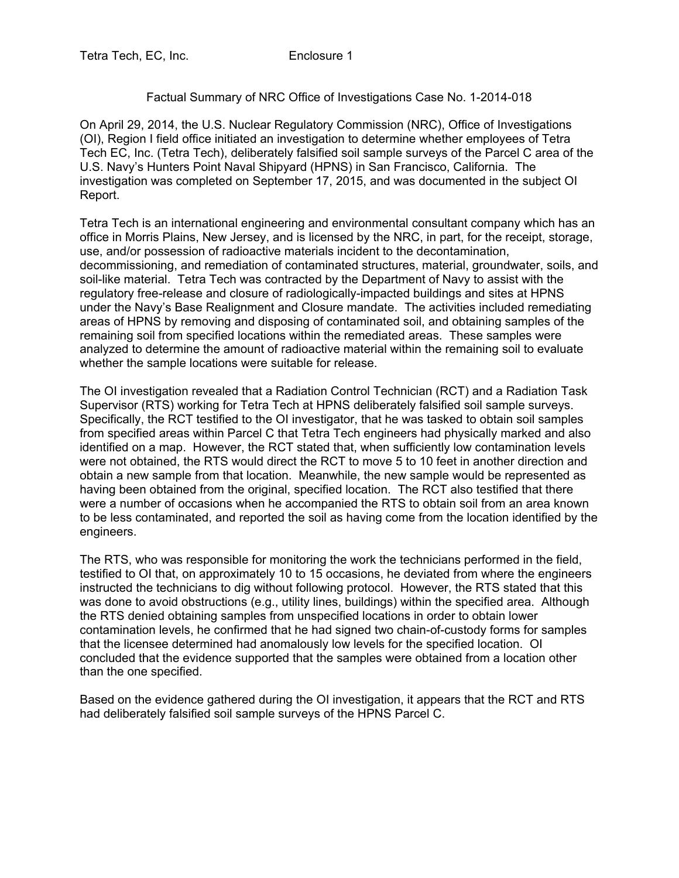Tetra Tech, EC, Inc. Enclosure 1

Factual Summary of NRC Office of Investigations Case No. 1-2014-018

On April 29, 2014, the U.S. Nuclear Regulatory Commission (NRC), Office of Investigations (OI), Region I field office initiated an investigation to determine whether employees of Tetra Tech EC, Inc. (Tetra Tech), deliberately falsified soil sample surveys of the Parcel C area of the U.S. Navy's Hunters Point Naval Shipyard (HPNS) in San Francisco, California. The investigation was completed on September 17, 2015, and was documented in the subject OI Report.

Tetra Tech is an international engineering and environmental consultant company which has an office in Morris Plains, New Jersey, and is licensed by the NRC, in part, for the receipt, storage, use, and/or possession of radioactive materials incident to the decontamination, decommissioning, and remediation of contaminated structures, material, groundwater, soils, and soil-like material. Tetra Tech was contracted by the Department of Navy to assist with the regulatory free-release and closure of radiologically-impacted buildings and sites at HPNS under the Navy's Base Realignment and Closure mandate. The activities included remediating areas of HPNS by removing and disposing of contaminated soil, and obtaining samples of the remaining soil from specified locations within the remediated areas. These samples were analyzed to determine the amount of radioactive material within the remaining soil to evaluate whether the sample locations were suitable for release.

The OI investigation revealed that a Radiation Control Technician (RCT) and a Radiation Task Supervisor (RTS) working for Tetra Tech at HPNS deliberately falsified soil sample surveys. Specifically, the RCT testified to the OI investigator, that he was tasked to obtain soil samples from specified areas within Parcel C that Tetra Tech engineers had physically marked and also identified on a map. However, the RCT stated that, when sufficiently low contamination levels were not obtained, the RTS would direct the RCT to move 5 to 10 feet in another direction and obtain a new sample from that location. Meanwhile, the new sample would be represented as having been obtained from the original, specified location. The RCT also testified that there were a number of occasions when he accompanied the RTS to obtain soil from an area known to be less contaminated, and reported the soil as having come from the location identified by the engineers.

The RTS, who was responsible for monitoring the work the technicians performed in the field, testified to OI that, on approximately 10 to 15 occasions, he deviated from where the engineers instructed the technicians to dig without following protocol. However, the RTS stated that this was done to avoid obstructions (e.g., utility lines, buildings) within the specified area. Although the RTS denied obtaining samples from unspecified locations in order to obtain lower contamination levels, he confirmed that he had signed two chain-of-custody forms for samples that the licensee determined had anomalously low levels for the specified location. OI concluded that the evidence supported that the samples were obtained from a location other than the one specified.

Based on the evidence gathered during the OI investigation, it appears that the RCT and RTS had deliberately falsified soil sample surveys of the HPNS Parcel C.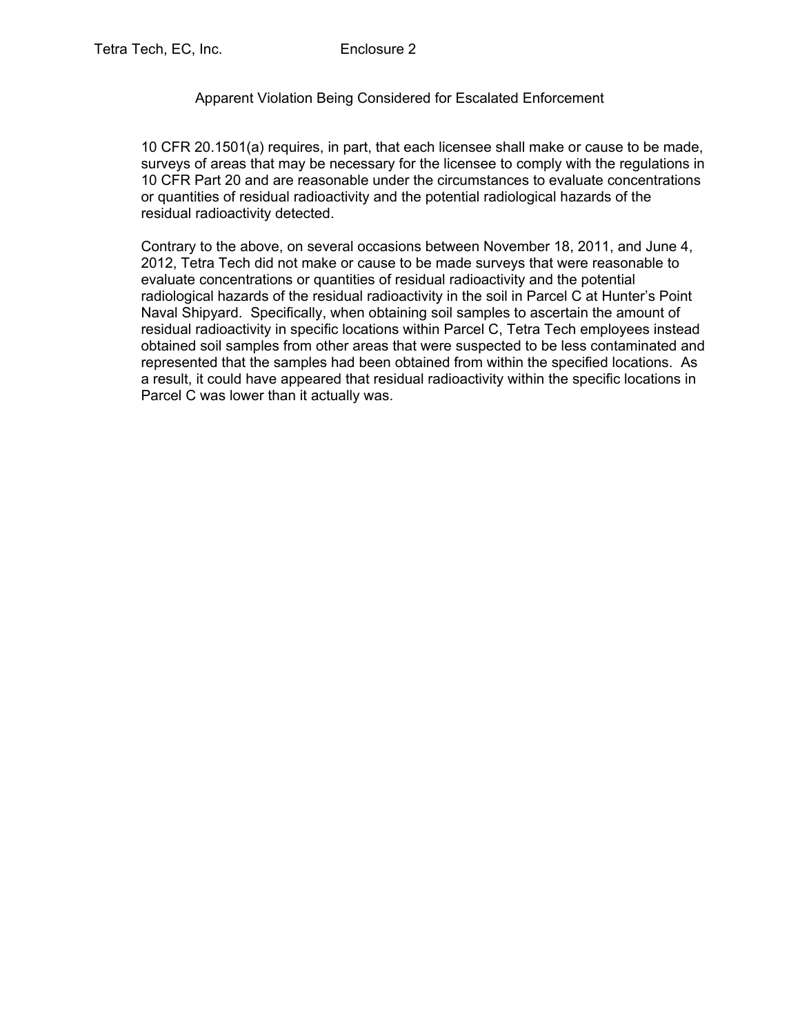Tetra Tech, EC, Inc. Enclosure 2

## Apparent Violation Being Considered for Escalated Enforcement

10 CFR 20.1501(a) requires, in part, that each licensee shall make or cause to be made, surveys of areas that may be necessary for the licensee to comply with the regulations in 10 CFR Part 20 and are reasonable under the circumstances to evaluate concentrations or quantities of residual radioactivity and the potential radiological hazards of the residual radioactivity detected.

Contrary to the above, on several occasions between November 18, 2011, and June 4, 2012, Tetra Tech did not make or cause to be made surveys that were reasonable to evaluate concentrations or quantities of residual radioactivity and the potential radiological hazards of the residual radioactivity in the soil in Parcel C at Hunter's Point Naval Shipyard. Specifically, when obtaining soil samples to ascertain the amount of residual radioactivity in specific locations within Parcel C, Tetra Tech employees instead obtained soil samples from other areas that were suspected to be less contaminated and represented that the samples had been obtained from within the specified locations. As a result, it could have appeared that residual radioactivity within the specific locations in Parcel C was lower than it actually was.